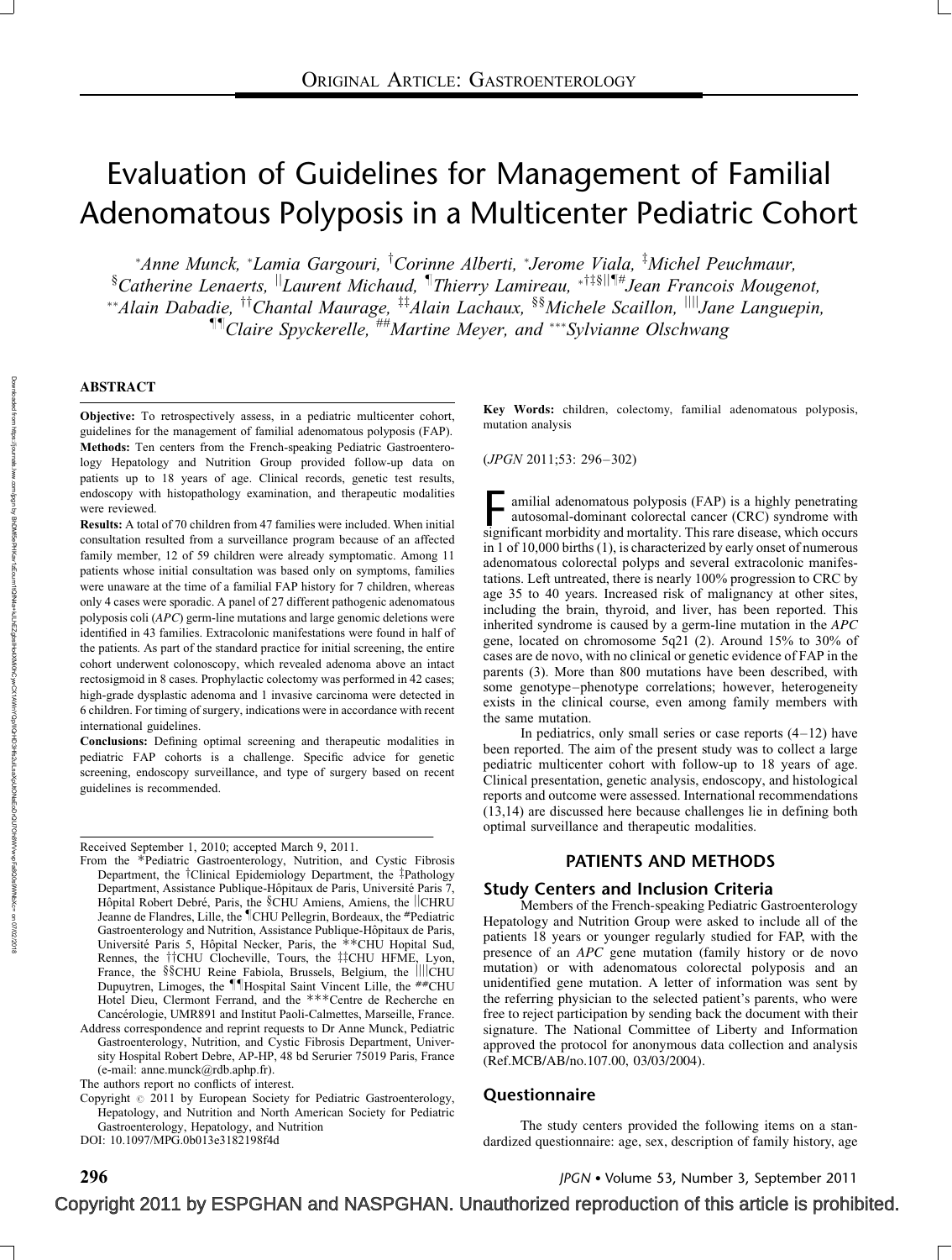ORIGINAL ARTICLE: GASTROENTEROLOGY

# Evaluation of Guidelines for Management of Familial Adenomatous Polyposis in a Multicenter Pediatric Cohort

[*]Anne Munck, [*]Lamia Gargouri, [†]Corinne Alberti, [*]Jerome Viala, [‡]Michel Peuchmaur, [§]Catherine Lenaerts, [||]Laurent Michaud, [¶]Thierry Lamireau, [*†‡§||¶#]Jean Francois Mougenot, [**]Alain Dabadie, [††]Chantal Maurage, [‡‡]Alain Lachaux, [§§]Michele Scaillon, [||||]Jane Languepin, [¶¶]Claire Spyckerelle, [##]Martine Meyer, and [***]Sylvianne Olschwang

## ABSTRACT

**Objective:** To retrospectively assess, in a pediatric multicenter cohort, guidelines for the management of familial adenomatous polyposis (FAP).

**Methods:** Ten centers from the French-speaking Pediatric Gastroenterology Hepatology and Nutrition Group provided follow-up data on patients up to 18 years of age. Clinical records, genetic test results, endoscopy with histopathology examination, and therapeutic modalities were reviewed.

**Results:** A total of 70 children from 47 families were included. When initial consultation resulted from a surveillance program because of an affected family member, 12 of 59 children were already symptomatic. Among 11 patients whose initial consultation was based only on symptoms, families were unaware at the time of a familial FAP history for 7 children, whereas only 4 cases were sporadic. A panel of 27 different pathogenic adenomatous polyposis coli (*APC*) germ-line mutations and large genomic deletions were identified in 43 families. Extracolonic manifestations were found in half of the patients. As part of the standard practice for initial screening, the entire cohort underwent colonoscopy, which revealed adenoma above an intact rectosigmoid in 8 cases. Prophylactic colectomy was performed in 42 cases; high-grade dysplastic adenoma and 1 invasive carcinoma were detected in 6 children. For timing of surgery, indications were in accordance with recent international guidelines.

**Conclusions:** Defining optimal screening and therapeutic modalities in pediatric FAP cohorts is a challenge. Specific advice for genetic screening, endoscopy surveillance, and type of surgery based on recent guidelines is recommended.

**Key Words:** children, colectomy, familial adenomatous polyposis, mutation analysis

(*JPGN* 2011;53: 296–302)

Received September 1, 2010; accepted March 9, 2011.

From the *Pediatric Gastroenterology, Nutrition, and Cystic Fibrosis Department, the †Clinical Epidemiology Department, the ‡Pathology Department, Assistance Publique-Hôpitaux de Paris, Université Paris 7, Hôpital Robert Debré, Paris, the §CHU Amiens, Amiens, the ||CHRU Jeanne de Flandres, Lille, the ¶CHU Pellegrin, Bordeaux, the #Pediatric Gastroenterology and Nutrition, Assistance Publique-Hôpitaux de Paris, Université Paris 5, Hôpital Necker, Paris, the **CHU Hopital Sud, Rennes, the ††CHU Clocheville, Tours, the ‡‡CHU HFME, Lyon, France, the §§CHU Reine Fabiola, Brussels, Belgium, the ||||CHU Dupuytren, Limoges, the ¶¶Hospital Saint Vincent Lille, the ##CHU Hotel Dieu, Clermont Ferrand, and the ***Centre de Recherche en Cancérologie, UMR891 and Institut Paoli-Calmettes, Marseille, France.

Address correspondence and reprint requests to Dr Anne Munck, Pediatric Gastroenterology, Nutrition, and Cystic Fibrosis Department, University Hospital Robert Debre, AP-HP, 48 bd Serurier 75019 Paris, France (e-mail: anne.munck@rdb.aphp.fr).

The authors report no conflicts of interest.

Copyright © 2011 by European Society for Pediatric Gastroenterology, Hepatology, and Nutrition and North American Society for Pediatric Gastroenterology, Hepatology, and Nutrition

DOI: 10.1097/MPG.0b013e3182198f4d

Familial adenomatous polyposis (FAP) is a highly penetrating autosomal-dominant colorectal cancer (CRC) syndrome with significant morbidity and mortality. This rare disease, which occurs in 1 of 10,000 births (1), is characterized by early onset of numerous adenomatous colorectal polyps and several extracolonic manifestations. Left untreated, there is nearly 100% progression to CRC by age 35 to 40 years. Increased risk of malignancy at other sites, including the brain, thyroid, and liver, has been reported. This inherited syndrome is caused by a germ-line mutation in the *APC* gene, located on chromosome 5q21 (2). Around 15% to 30% of cases are de novo, with no clinical or genetic evidence of FAP in the parents (3). More than 800 mutations have been described, with some genotype–phenotype correlations; however, heterogeneity exists in the clinical course, even among family members with the same mutation.

In pediatrics, only small series or case reports (4–12) have been reported. The aim of the present study was to collect a large pediatric multicenter cohort with follow-up to 18 years of age. Clinical presentation, genetic analysis, endoscopy, and histological reports and outcome were assessed. International recommendations (13,14) are discussed here because challenges lie in defining both optimal surveillance and therapeutic modalities.

## PATIENTS AND METHODS

### Study Centers and Inclusion Criteria

Members of the French-speaking Pediatric Gastroenterology Hepatology and Nutrition Group were asked to include all of the patients 18 years or younger regularly studied for FAP, with the presence of an *APC* gene mutation (family history or de novo mutation) or with adenomatous colorectal polyposis and an unidentified gene mutation. A letter of information was sent by the referring physician to the selected patient's parents, who were free to reject participation by sending back the document with their signature. The National Committee of Liberty and Information approved the protocol for anonymous data collection and analysis (Ref.MCB/AB/no.107.00, 03/03/2004).

### Questionnaire

The study centers provided the following items on a standardized questionnaire: age, sex, description of family history, age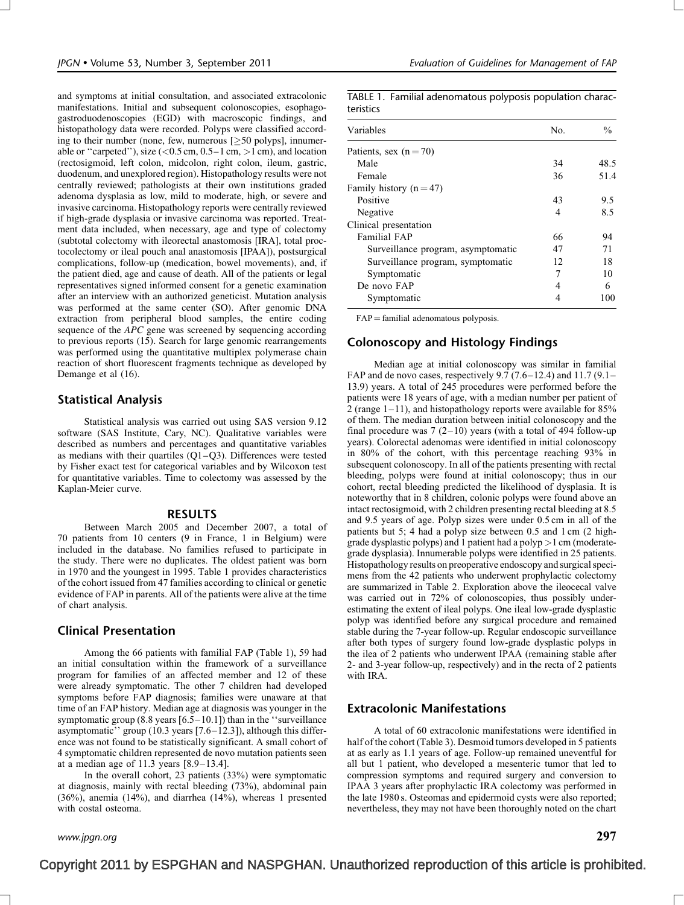and symptoms at initial consultation, and associated extracolonic manifestations. Initial and subsequent colonoscopies, esophagogastroduodenoscopies (EGD) with macroscopic findings, and histopathology data were recorded. Polyps were classified according to their number (none, few, numerous [≥50 polyps], innumerable or ''carpeted''), size (<0.5 cm, 0.5–1 cm, >1 cm), and location (rectosigmoid, left colon, midcolon, right colon, ileum, gastric, duodenum, and unexplored region). Histopathology results were not centrally reviewed; pathologists at their own institutions graded adenoma dysplasia as low, mild to moderate, high, or severe and invasive carcinoma. Histopathology reports were centrally reviewed if high-grade dysplasia or invasive carcinoma was reported. Treatment data included, when necessary, age and type of colectomy (subtotal colectomy with ileorectal anastomosis [IRA], total proctocolectomy or ileal pouch anal anastomosis [IPAA]), postsurgical complications, follow-up (medication, bowel movements), and, if the patient died, age and cause of death. All of the patients or legal representatives signed informed consent for a genetic examination after an interview with an authorized geneticist. Mutation analysis was performed at the same center (SO). After genomic DNA extraction from peripheral blood samples, the entire coding sequence of the *APC* gene was screened by sequencing according to previous reports (15). Search for large genomic rearrangements was performed using the quantitative multiplex polymerase chain reaction of short fluorescent fragments technique as developed by Demange et al (16).

## Statistical Analysis

Statistical analysis was carried out using SAS version 9.12 software (SAS Institute, Cary, NC). Qualitative variables were described as numbers and percentages and quantitative variables as medians with their quartiles (Q1–Q3). Differences were tested by Fisher exact test for categorical variables and by Wilcoxon test for quantitative variables. Time to colectomy was assessed by the Kaplan-Meier curve.

# RESULTS

Between March 2005 and December 2007, a total of 70 patients from 10 centers (9 in France, 1 in Belgium) were included in the database. No families refused to participate in the study. There were no duplicates. The oldest patient was born in 1970 and the youngest in 1995. Table 1 provides characteristics of the cohort issued from 47 families according to clinical or genetic evidence of FAP in parents. All of the patients were alive at the time of chart analysis.

## Clinical Presentation

Among the 66 patients with familial FAP (Table 1), 59 had an initial consultation within the framework of a surveillance program for families of an affected member and 12 of these were already symptomatic. The other 7 children had developed symptoms before FAP diagnosis; families were unaware at that time of an FAP history. Median age at diagnosis was younger in the symptomatic group (8.8 years [6.5–10.1]) than in the ''surveillance asymptomatic'' group (10.3 years [7.6–12.3]), although this difference was not found to be statistically significant. A small cohort of 4 symptomatic children represented de novo mutation patients seen at a median age of 11.3 years [8.9–13.4].

In the overall cohort, 23 patients (33%) were symptomatic at diagnosis, mainly with rectal bleeding (73%), abdominal pain (36%), anemia (14%), and diarrhea (14%), whereas 1 presented with costal osteoma.

TABLE 1. Familial adenomatous polyposis population characteristics

| Variables | No. | % |
|---|---|---|
| Patients, sex (n = 70) | | |
| Male | 34 | 48.5 |
| Female | 36 | 51.4 |
| Family history (n = 47) | | |
| Positive | 43 | 9.5 |
| Negative | 4 | 8.5 |
| Clinical presentation | | |
| Familial FAP | 66 | 94 |
| Surveillance program, asymptomatic | 47 | 71 |
| Surveillance program, symptomatic | 12 | 18 |
| Symptomatic | 7 | 10 |
| De novo FAP | 4 | 6 |
| Symptomatic | 4 | 100 |

FAP = familial adenomatous polyposis.

## Colonoscopy and Histology Findings

Median age at initial colonoscopy was similar in familial FAP and de novo cases, respectively 9.7 (7.6–12.4) and 11.7 (9.1–13.9) years. A total of 245 procedures were performed before the patients were 18 years of age, with a median number per patient of 2 (range 1–11), and histopathology reports were available for 85% of them. The median duration between initial colonoscopy and the final procedure was 7 (2–10) years (with a total of 494 follow-up years). Colorectal adenomas were identified in initial colonoscopy in 80% of the cohort, with this percentage reaching 93% in subsequent colonoscopy. In all of the patients presenting with rectal bleeding, polyps were found at initial colonoscopy; thus in our cohort, rectal bleeding predicted the likelihood of dysplasia. It is noteworthy that in 8 children, colonic polyps were found above an intact rectosigmoid, with 2 children presenting rectal bleeding at 8.5 and 9.5 years of age. Polyp sizes were under 0.5 cm in all of the patients but 5; 4 had a polyp size between 0.5 and 1 cm (2 high-grade dysplastic polyps) and 1 patient had a polyp >1 cm (moderate-grade dysplasia). Innumerable polyps were identified in 25 patients. Histopathology results on preoperative endoscopy and surgical specimens from the 42 patients who underwent prophylactic colectomy are summarized in Table 2. Exploration above the ileocecal valve was carried out in 72% of colonoscopies, thus possibly underestimating the extent of ileal polyps. One ileal low-grade dysplastic polyp was identified before any surgical procedure and remained stable during the 7-year follow-up. Regular endoscopic surveillance after both types of surgery found low-grade dysplastic polyps in the ilea of 2 patients who underwent IPAA (remaining stable after 2- and 3-year follow-up, respectively) and in the recta of 2 patients with IRA.

## Extracolonic Manifestations

A total of 60 extracolonic manifestations were identified in half of the cohort (Table 3). Desmoid tumors developed in 5 patients at as early as 1.1 years of age. Follow-up remained uneventful for all but 1 patient, who developed a mesenteric tumor that led to compression symptoms and required surgery and conversion to IPAA 3 years after prophylactic IRA colectomy was performed in the late 1980 s. Osteomas and epidermoid cysts were also reported; nevertheless, they may not have been thoroughly noted on the chart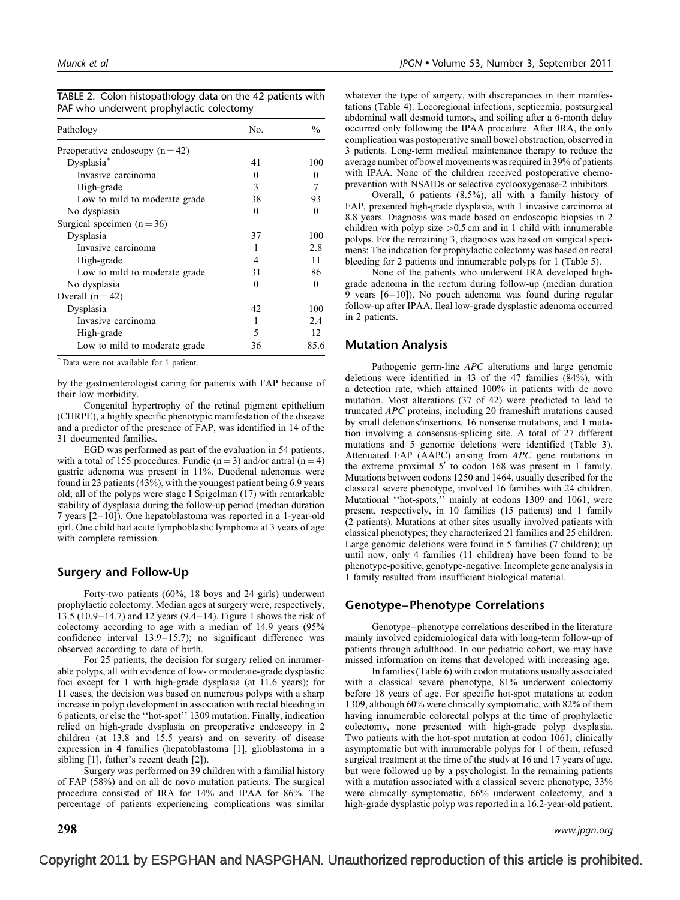TABLE 2. Colon histopathology data on the 42 patients with PAF who underwent prophylactic colectomy

| Pathology | No. | % |
|---|---|---|
| Preoperative endoscopy (n = 42) | | |
| Dysplasia* | 41 | 100 |
| Invasive carcinoma | 0 | 0 |
| High-grade | 3 | 7 |
| Low to mild to moderate grade | 38 | 93 |
| No dysplasia | 0 | 0 |
| Surgical specimen (n = 36) | | |
| Dysplasia | 37 | 100 |
| Invasive carcinoma | 1 | 2.8 |
| High-grade | 4 | 11 |
| Low to mild to moderate grade | 31 | 86 |
| No dysplasia | 0 | 0 |
| Overall (n = 42) | | |
| Dysplasia | 42 | 100 |
| Invasive carcinoma | 1 | 2.4 |
| High-grade | 5 | 12 |
| Low to mild to moderate grade | 36 | 85.6 |

* Data were not available for 1 patient.

by the gastroenterologist caring for patients with FAP because of their low morbidity.

Congenital hypertrophy of the retinal pigment epithelium (CHRPE), a highly specific phenotypic manifestation of the disease and a predictor of the presence of FAP, was identified in 14 of the 31 documented families.

EGD was performed as part of the evaluation in 54 patients, with a total of 155 procedures. Fundic (n = 3) and/or antral (n = 4) gastric adenoma was present in 11%. Duodenal adenomas were found in 23 patients (43%), with the youngest patient being 6.9 years old; all of the polyps were stage I Spigelman (17) with remarkable stability of dysplasia during the follow-up period (median duration 7 years [2–10]). One hepatoblastoma was reported in a 1-year-old girl. One child had acute lymphoblastic lymphoma at 3 years of age with complete remission.

## Surgery and Follow-Up

Forty-two patients (60%; 18 boys and 24 girls) underwent prophylactic colectomy. Median ages at surgery were, respectively, 13.5 (10.9–14.7) and 12 years (9.4–14). Figure 1 shows the risk of colectomy according to age with a median of 14.9 years (95% confidence interval 13.9–15.7); no significant difference was observed according to date of birth.

For 25 patients, the decision for surgery relied on innumerable polyps, all with evidence of low- or moderate-grade dysplastic foci except for 1 with high-grade dysplasia (at 11.6 years); for 11 cases, the decision was based on numerous polyps with a sharp increase in polyp development in association with rectal bleeding in 6 patients, or else the ''hot-spot'' 1309 mutation. Finally, indication relied on high-grade dysplasia on preoperative endoscopy in 2 children (at 13.8 and 15.5 years) and on severity of disease expression in 4 families (hepatoblastoma [1], glioblastoma in a sibling [1], father's recent death [2]).

Surgery was performed on 39 children with a familial history of FAP (58%) and on all de novo mutation patients. The surgical procedure consisted of IRA for 14% and IPAA for 86%. The percentage of patients experiencing complications was similar whatever the type of surgery, with discrepancies in their manifestations (Table 4). Locoregional infections, septicemia, postsurgical abdominal wall desmoid tumors, and soiling after a 6-month delay occurred only following the IPAA procedure. After IRA, the only complication was postoperative small bowel obstruction, observed in 3 patients. Long-term medical maintenance therapy to reduce the average number of bowel movements was required in 39% of patients with IPAA. None of the children received postoperative chemoprevention with NSAIDs or selective cyclooxygenase-2 inhibitors.

Overall, 6 patients (8.5%), all with a family history of FAP, presented high-grade dysplasia, with 1 invasive carcinoma at 8.8 years. Diagnosis was made based on endoscopic biopsies in 2 children with polyp size >0.5 cm and in 1 child with innumerable polyps. For the remaining 3, diagnosis was based on surgical specimens: The indication for prophylactic colectomy was based on rectal bleeding for 2 patients and innumerable polyps for 1 (Table 5).

None of the patients who underwent IRA developed high-grade adenoma in the rectum during follow-up (median duration 9 years [6–10]). No pouch adenoma was found during regular follow-up after IPAA. Ileal low-grade dysplastic adenoma occurred in 2 patients.

## Mutation Analysis

Pathogenic germ-line *APC* alterations and large genomic deletions were identified in 43 of the 47 families (84%), with a detection rate, which attained 100% in patients with de novo mutation. Most alterations (37 of 42) were predicted to lead to truncated *APC* proteins, including 20 frameshift mutations caused by small deletions/insertions, 16 nonsense mutations, and 1 mutation involving a consensus-splicing site. A total of 27 different mutations and 5 genomic deletions were identified (Table 3). Attenuated FAP (AAPC) arising from *APC* gene mutations in the extreme proximal 5′ to codon 168 was present in 1 family. Mutations between codons 1250 and 1464, usually described for the classical severe phenotype, involved 16 families with 24 children. Mutational ''hot-spots,'' mainly at codons 1309 and 1061, were present, respectively, in 10 families (15 patients) and 1 family (2 patients). Mutations at other sites usually involved patients with classical phenotypes; they characterized 21 families and 25 children. Large genomic deletions were found in 5 families (7 children); up until now, only 4 families (11 children) have been found to be phenotype-positive, genotype-negative. Incomplete gene analysis in 1 family resulted from insufficient biological material.

## Genotype–Phenotype Correlations

Genotype–phenotype correlations described in the literature mainly involved epidemiological data with long-term follow-up of patients through adulthood. In our pediatric cohort, we may have missed information on items that developed with increasing age.

In families (Table 6) with codon mutations usually associated with a classical severe phenotype, 81% underwent colectomy before 18 years of age. For specific hot-spot mutations at codon 1309, although 60% were clinically symptomatic, with 82% of them having innumerable colorectal polyps at the time of prophylactic colectomy, none presented with high-grade polyp dysplasia. Two patients with the hot-spot mutation at codon 1061, clinically asymptomatic but with innumerable polyps for 1 of them, refused surgical treatment at the time of the study at 16 and 17 years of age, but were followed up by a psychologist. In the remaining patients with a mutation associated with a classical severe phenotype, 33% were clinically symptomatic, 66% underwent colectomy, and a high-grade dysplastic polyp was reported in a 16.2-year-old patient.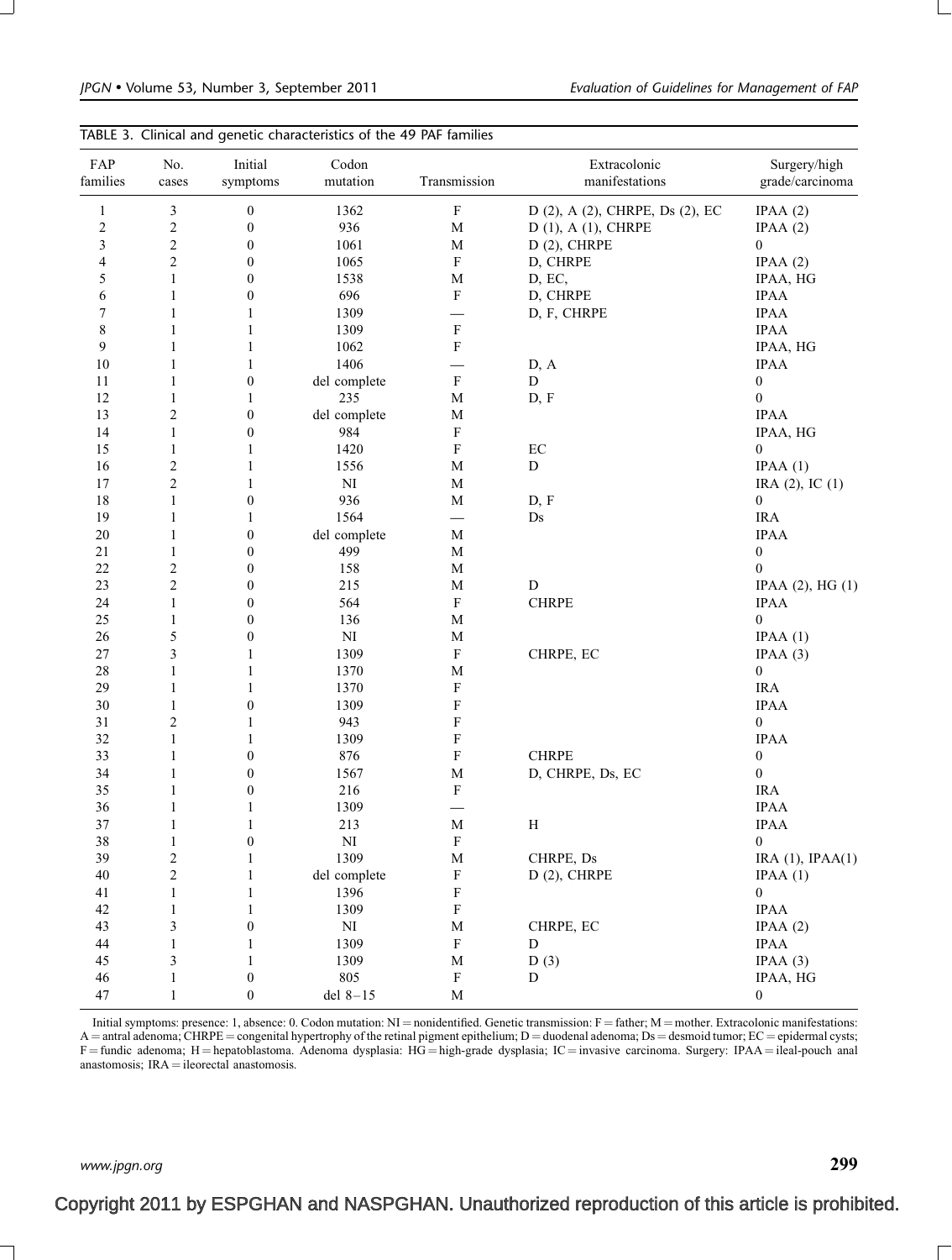TABLE 3. Clinical and genetic characteristics of the 49 PAF families

| FAP families | No. cases | Initial symptoms | Codon mutation | Transmission | Extracolonic manifestations | Surgery/high grade/carcinoma |
|---|---|---|---|---|---|---|
| 1 | 3 | 0 | 1362 | F | D (2), A (2), CHRPE, Ds (2), EC | IPAA (2) |
| 2 | 2 | 0 | 936 | M | D (1), A (1), CHRPE | IPAA (2) |
| 3 | 2 | 0 | 1061 | M | D (2), CHRPE | 0 |
| 4 | 2 | 0 | 1065 | F | D, CHRPE | IPAA (2) |
| 5 | 1 | 0 | 1538 | M | D, EC, | IPAA, HG |
| 6 | 1 | 0 | 696 | F | D, CHRPE | IPAA |
| 7 | 1 | 1 | 1309 | — | D, F, CHRPE | IPAA |
| 8 | 1 | 1 | 1309 | F | | IPAA |
| 9 | 1 | 1 | 1062 | F | | IPAA, HG |
| 10 | 1 | 1 | 1406 | — | D, A | IPAA |
| 11 | 1 | 0 | del complete | F | D | 0 |
| 12 | 1 | 1 | 235 | M | D, F | 0 |
| 13 | 2 | 0 | del complete | M | | IPAA |
| 14 | 1 | 0 | 984 | F | | IPAA, HG |
| 15 | 1 | 1 | 1420 | F | EC | 0 |
| 16 | 2 | 1 | 1556 | M | D | IPAA (1) |
| 17 | 2 | 1 | NI | M | | IRA (2), IC (1) |
| 18 | 1 | 0 | 936 | M | D, F | 0 |
| 19 | 1 | 1 | 1564 | — | Ds | IRA |
| 20 | 1 | 0 | del complete | M | | IPAA |
| 21 | 1 | 0 | 499 | M | | 0 |
| 22 | 2 | 0 | 158 | M | | 0 |
| 23 | 2 | 0 | 215 | M | D | IPAA (2), HG (1) |
| 24 | 1 | 0 | 564 | F | CHRPE | IPAA |
| 25 | 1 | 0 | 136 | M | | 0 |
| 26 | 5 | 0 | NI | M | | IPAA (1) |
| 27 | 3 | 1 | 1309 | F | CHRPE, EC | IPAA (3) |
| 28 | 1 | 1 | 1370 | M | | 0 |
| 29 | 1 | 1 | 1370 | F | | IRA |
| 30 | 1 | 0 | 1309 | F | | IPAA |
| 31 | 2 | 1 | 943 | F | | 0 |
| 32 | 1 | 1 | 1309 | F | | IPAA |
| 33 | 1 | 0 | 876 | F | CHRPE | 0 |
| 34 | 1 | 0 | 1567 | M | D, CHRPE, Ds, EC | 0 |
| 35 | 1 | 0 | 216 | F | | IRA |
| 36 | 1 | 1 | 1309 | — | | IPAA |
| 37 | 1 | 1 | 213 | M | H | IPAA |
| 38 | 1 | 0 | NI | F | | 0 |
| 39 | 2 | 1 | 1309 | M | CHRPE, Ds | IRA (1), IPAA(1) |
| 40 | 2 | 1 | del complete | F | D (2), CHRPE | IPAA (1) |
| 41 | 1 | 1 | 1396 | F | | 0 |
| 42 | 1 | 1 | 1309 | F | | IPAA |
| 43 | 3 | 0 | NI | M | CHRPE, EC | IPAA (2) |
| 44 | 1 | 1 | 1309 | F | D | IPAA |
| 45 | 3 | 1 | 1309 | M | D (3) | IPAA (3) |
| 46 | 1 | 0 | 805 | F | D | IPAA, HG |
| 47 | 1 | 0 | del 8–15 | M | | 0 |

Initial symptoms: presence: 1, absence: 0. Codon mutation: NI = nonidentified. Genetic transmission: F = father; M = mother. Extracolonic manifestations: A = antral adenoma; CHRPE = congenital hypertrophy of the retinal pigment epithelium; D = duodenal adenoma; Ds = desmoid tumor; EC = epidermal cysts; F = fundic adenoma; H = hepatoblastoma. Adenoma dysplasia: HG = high-grade dysplasia; IC = invasive carcinoma. Surgery: IPAA = ileal-pouch anal anastomosis; IRA = ileorectal anastomosis.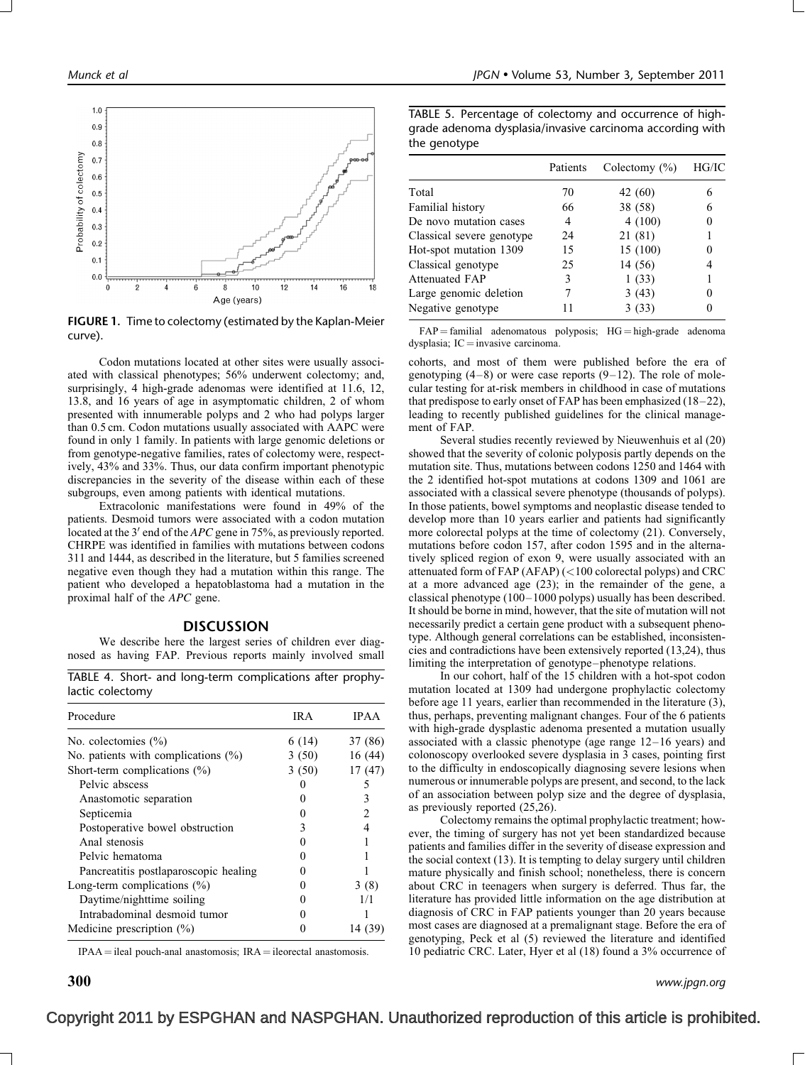FIGURE 1. Time to colectomy (estimated by the Kaplan-Meier curve).

Codon mutations located at other sites were usually associated with classical phenotypes; 56% underwent colectomy; and, surprisingly, 4 high-grade adenomas were identified at 11.6, 12, 13.8, and 16 years of age in asymptomatic children, 2 of whom presented with innumerable polyps and 2 who had polyps larger than 0.5 cm. Codon mutations usually associated with AAPC were found in only 1 family. In patients with large genomic deletions or from genotype-negative families, rates of colectomy were, respectively, 43% and 33%. Thus, our data confirm important phenotypic discrepancies in the severity of the disease within each of these subgroups, even among patients with identical mutations.

Extracolonic manifestations were found in 49% of the patients. Desmoid tumors were associated with a codon mutation located at the 3′ end of the *APC* gene in 75%, as previously reported. CHRPE was identified in families with mutations between codons 311 and 1444, as described in the literature, but 5 families screened negative even though they had a mutation within this range. The patient who developed a hepatoblastoma had a mutation in the proximal half of the *APC* gene.

## DISCUSSION

We describe here the largest series of children ever diagnosed as having FAP. Previous reports mainly involved small cohorts, and most of them were published before the era of genotyping (4–8) or were case reports (9–12). The role of molecular testing for at-risk members in childhood in case of mutations that predispose to early onset of FAP has been emphasized (18–22), leading to recently published guidelines for the clinical management of FAP.

TABLE 4. Short- and long-term complications after prophylactic colectomy

| Procedure | IRA | IPAA |
|---|---|---|
| No. colectomies (%) | 6 (14) | 37 (86) |
| No. patients with complications (%) | 3 (50) | 16 (44) |
| Short-term complications (%) | 3 (50) | 17 (47) |
| Pelvic abscess | 0 | 5 |
| Anastomotic separation | 0 | 3 |
| Septicemia | 0 | 2 |
| Postoperative bowel obstruction | 3 | 4 |
| Anal stenosis | 0 | 1 |
| Pelvic hematoma | 0 | 1 |
| Pancreatitis postlaparoscopic healing | 0 | 1 |
| Long-term complications (%) | 0 | 3 (8) |
| Daytime/nighttime soiling | 0 | 1/1 |
| Intrabadominal desmoid tumor | 0 | 1 |
| Medicine prescription (%) | 0 | 14 (39) |

IPAA = ileal pouch-anal anastomosis; IRA = ileorectal anastomosis.

TABLE 5. Percentage of colectomy and occurrence of high-grade adenoma dysplasia/invasive carcinoma according with the genotype

| | Patients | Colectomy (%) | HG/IC |
|---|---|---|---|
| Total | 70 | 42 (60) | 6 |
| Familial history | 66 | 38 (58) | 6 |
| De novo mutation cases | 4 | 4 (100) | 0 |
| Classical severe genotype | 24 | 21 (81) | 1 |
| Hot-spot mutation 1309 | 15 | 15 (100) | 0 |
| Classical genotype | 25 | 14 (56) | 4 |
| Attenuated FAP | 3 | 1 (33) | 1 |
| Large genomic deletion | 7 | 3 (43) | 0 |
| Negative genotype | 11 | 3 (33) | 0 |

FAP = familial adenomatous polyposis; HG = high-grade adenoma dysplasia; IC = invasive carcinoma.

Several studies recently reviewed by Nieuwenhuis et al (20) showed that the severity of colonic polyposis partly depends on the mutation site. Thus, mutations between codons 1250 and 1464 with the 2 identified hot-spot mutations at codons 1309 and 1061 are associated with a classical severe phenotype (thousands of polyps). In those patients, bowel symptoms and neoplastic disease tended to develop more than 10 years earlier and patients had significantly more colorectal polyps at the time of colectomy (21). Conversely, mutations before codon 157, after codon 1595 and in the alternatively spliced region of exon 9, were usually associated with an attenuated form of FAP (AFAP) (<100 colorectal polyps) and CRC at a more advanced age (23); in the remainder of the gene, a classical phenotype (100–1000 polyps) usually has been described. It should be borne in mind, however, that the site of mutation will not necessarily predict a certain gene product with a subsequent phenotype. Although general correlations can be established, inconsistencies and contradictions have been extensively reported (13,24), thus limiting the interpretation of genotype–phenotype relations.

In our cohort, half of the 15 children with a hot-spot codon mutation located at 1309 had undergone prophylactic colectomy before age 11 years, earlier than recommended in the literature (3), thus, perhaps, preventing malignant changes. Four of the 6 patients with high-grade dysplastic adenoma presented a mutation usually associated with a classic phenotype (age range 12–16 years) and colonoscopy overlooked severe dysplasia in 3 cases, pointing first to the difficulty in endoscopically diagnosing severe lesions when numerous or innumerable polyps are present, and second, to the lack of an association between polyp size and the degree of dysplasia, as previously reported (25,26).

Colectomy remains the optimal prophylactic treatment; however, the timing of surgery has not yet been standardized because patients and families differ in the severity of disease expression and the social context (13). It is tempting to delay surgery until children mature physically and finish school; nonetheless, there is concern about CRC in teenagers when surgery is deferred. Thus far, the literature has provided little information on the age distribution at diagnosis of CRC in FAP patients younger than 20 years because most cases are diagnosed at a premalignant stage. Before the era of genotyping, Peck et al (5) reviewed the literature and identified 10 pediatric CRC. Later, Hyer et al (18) found a 3% occurrence of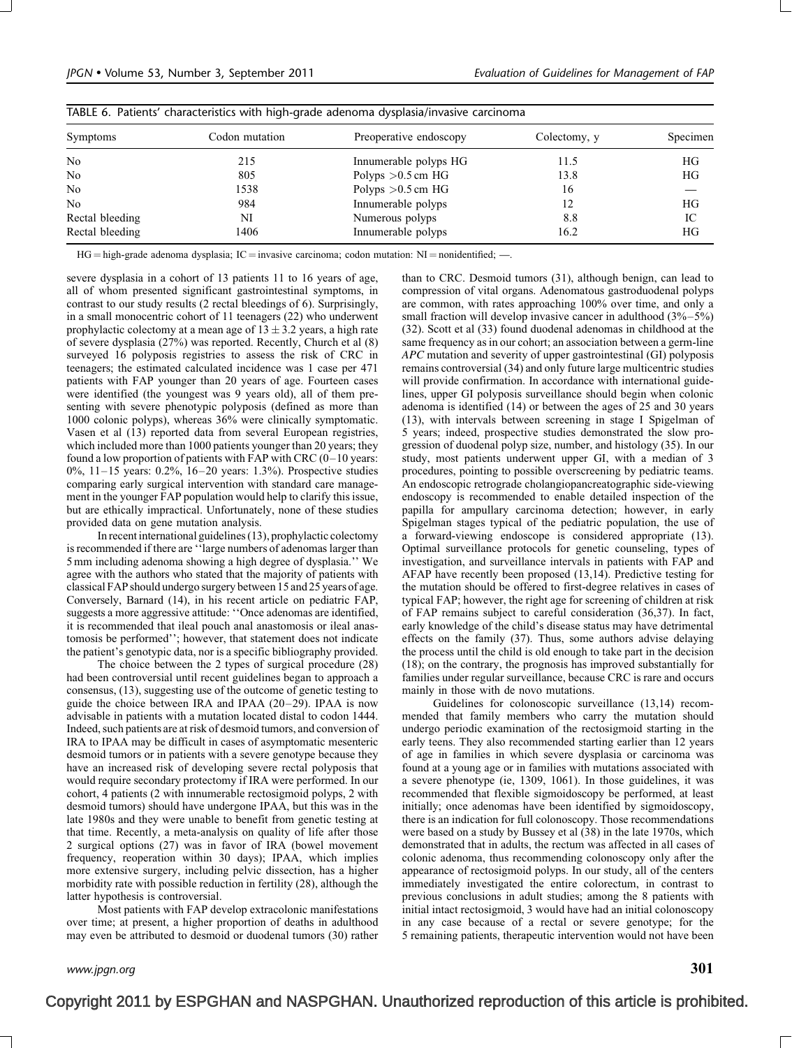TABLE 6. Patients' characteristics with high-grade adenoma dysplasia/invasive carcinoma

| Symptoms | Codon mutation | Preoperative endoscopy | Colectomy, y | Specimen |
|---|---|---|---|---|
| No | 215 | Innumerable polyps HG | 11.5 | HG |
| No | 805 | Polyps >0.5 cm HG | 13.8 | HG |
| No | 1538 | Polyps >0.5 cm HG | 16 | — |
| No | 984 | Innumerable polyps | 12 | HG |
| Rectal bleeding | NI | Numerous polyps | 8.8 | IC |
| Rectal bleeding | 1406 | Innumerable polyps | 16.2 | HG |

HG = high-grade adenoma dysplasia; IC = invasive carcinoma; codon mutation: NI = nonidentified; —.

severe dysplasia in a cohort of 13 patients 11 to 16 years of age, all of whom presented significant gastrointestinal symptoms, in contrast to our study results (2 rectal bleedings of 6). Surprisingly, in a small monocentric cohort of 11 teenagers (22) who underwent prophylactic colectomy at a mean age of $13 \pm 3.2$ years, a high rate of severe dysplasia (27%) was reported. Recently, Church et al (8) surveyed 16 polyposis registries to assess the risk of CRC in teenagers; the estimated calculated incidence was 1 case per 471 patients with FAP younger than 20 years of age. Fourteen cases were identified (the youngest was 9 years old), all of them presenting with severe phenotypic polyposis (defined as more than 1000 colonic polyps), whereas 36% were clinically symptomatic. Vasen et al (13) reported data from several European registries, which included more than 1000 patients younger than 20 years; they found a low proportion of patients with FAP with CRC (0–10 years: 0%, 11–15 years: 0.2%, 16–20 years: 1.3%). Prospective studies comparing early surgical intervention with standard care management in the younger FAP population would help to clarify this issue, but are ethically impractical. Unfortunately, none of these studies provided data on gene mutation analysis.

In recent international guidelines (13), prophylactic colectomy is recommended if there are ''large numbers of adenomas larger than 5 mm including adenoma showing a high degree of dysplasia.'' We agree with the authors who stated that the majority of patients with classical FAP should undergo surgery between 15 and 25 years of age. Conversely, Barnard (14), in his recent article on pediatric FAP, suggests a more aggressive attitude: ''Once adenomas are identified, it is recommended that ileal pouch anal anastomosis or ileal anastomosis be performed''; however, that statement does not indicate the patient's genotypic data, nor is a specific bibliography provided.

The choice between the 2 types of surgical procedure (28) had been controversial until recent guidelines began to approach a consensus, (13), suggesting use of the outcome of genetic testing to guide the choice between IRA and IPAA (20–29). IPAA is now advisable in patients with a mutation located distal to codon 1444. Indeed, such patients are at risk of desmoid tumors, and conversion of IRA to IPAA may be difficult in cases of asymptomatic mesenteric desmoid tumors or in patients with a severe genotype because they have an increased risk of developing severe rectal polyposis that would require secondary protectomy if IRA were performed. In our cohort, 4 patients (2 with innumerable rectosigmoid polyps, 2 with desmoid tumors) should have undergone IPAA, but this was in the late 1980s and they were unable to benefit from genetic testing at that time. Recently, a meta-analysis on quality of life after those 2 surgical options (27) was in favor of IRA (bowel movement frequency, reoperation within 30 days); IPAA, which implies more extensive surgery, including pelvic dissection, has a higher morbidity rate with possible reduction in fertility (28), although the latter hypothesis is controversial.

Most patients with FAP develop extracolonic manifestations over time; at present, a higher proportion of deaths in adulthood may even be attributed to desmoid or duodenal tumors (30) rather than to CRC. Desmoid tumors (31), although benign, can lead to compression of vital organs. Adenomatous gastroduodenal polyps are common, with rates approaching 100% over time, and only a small fraction will develop invasive cancer in adulthood (3%–5%) (32). Scott et al (33) found duodenal adenomas in childhood at the same frequency as in our cohort; an association between a germ-line *APC* mutation and severity of upper gastrointestinal (GI) polyposis remains controversial (34) and only future large multicentric studies will provide confirmation. In accordance with international guidelines, upper GI polyposis surveillance should begin when colonic adenoma is identified (14) or between the ages of 25 and 30 years (13), with intervals between screening in stage I Spigelman of 5 years; indeed, prospective studies demonstrated the slow progression of duodenal polyp size, number, and histology (35). In our study, most patients underwent upper GI, with a median of 3 procedures, pointing to possible overscreening by pediatric teams. An endoscopic retrograde cholangiopancreatographic side-viewing endoscopy is recommended to enable detailed inspection of the papilla for ampullary carcinoma detection; however, in early Spigelman stages typical of the pediatric population, the use of a forward-viewing endoscope is considered appropriate (13). Optimal surveillance protocols for genetic counseling, types of investigation, and surveillance intervals in patients with FAP and AFAP have recently been proposed (13,14). Predictive testing for the mutation should be offered to first-degree relatives in cases of typical FAP; however, the right age for screening of children at risk of FAP remains subject to careful consideration (36,37). In fact, early knowledge of the child's disease status may have detrimental effects on the family (37). Thus, some authors advise delaying the process until the child is old enough to take part in the decision (18); on the contrary, the prognosis has improved substantially for families under regular surveillance, because CRC is rare and occurs mainly in those with de novo mutations.

Guidelines for colonoscopic surveillance (13,14) recommended that family members who carry the mutation should undergo periodic examination of the rectosigmoid starting in the early teens. They also recommended starting earlier than 12 years of age in families in which severe dysplasia or carcinoma was found at a young age or in families with mutations associated with a severe phenotype (ie, 1309, 1061). In those guidelines, it was recommended that flexible sigmoidoscopy be performed, at least initially; once adenomas have been identified by sigmoidoscopy, there is an indication for full colonoscopy. Those recommendations were based on a study by Bussey et al (38) in the late 1970s, which demonstrated that in adults, the rectum was affected in all cases of colonic adenoma, thus recommending colonoscopy only after the appearance of rectosigmoid polyps. In our study, all of the centers immediately investigated the entire colorectum, in contrast to previous conclusions in adult studies; among the 8 patients with initial intact rectosigmoid, 3 would have had an initial colonoscopy in any case because of a rectal or severe genotype; for the 5 remaining patients, therapeutic intervention would not have been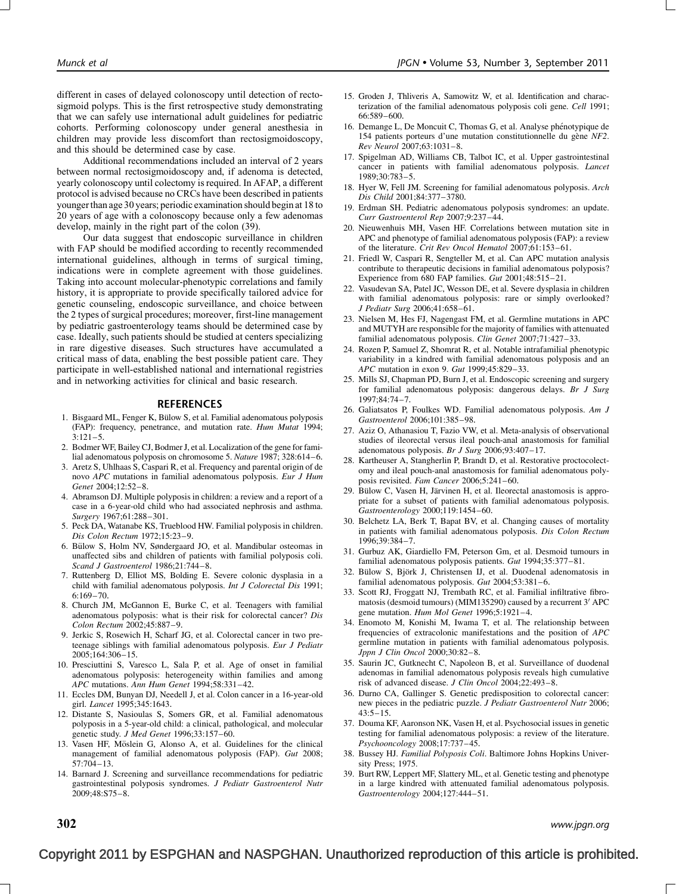different in cases of delayed colonoscopy until detection of rectosigmoid polyps. This is the first retrospective study demonstrating that we can safely use international adult guidelines for pediatric cohorts. Performing colonoscopy under general anesthesia in children may provide less discomfort than rectosigmoidoscopy, and this should be determined case by case.

Additional recommendations included an interval of 2 years between normal rectosigmoidoscopy and, if adenoma is detected, yearly colonoscopy until colectomy is required. In AFAP, a different protocol is advised because no CRCs have been described in patients younger than age 30 years; periodic examination should begin at 18 to 20 years of age with a colonoscopy because only a few adenomas develop, mainly in the right part of the colon (39).

Our data suggest that endoscopic surveillance in children with FAP should be modified according to recently recommended international guidelines, although in terms of surgical timing, indications were in complete agreement with those guidelines. Taking into account molecular-phenotypic correlations and family history, it is appropriate to provide specifically tailored advice for genetic counseling, endoscopic surveillance, and choice between the 2 types of surgical procedures; moreover, first-line management by pediatric gastroenterology teams should be determined case by case. Ideally, such patients should be studied at centers specializing in rare digestive diseases. Such structures have accumulated a critical mass of data, enabling the best possible patient care. They participate in well-established national and international registries and in networking activities for clinical and basic research.

## REFERENCES

1. Bisgaard ML, Fenger K, Bülow S, et al. Familial adenomatous polyposis (FAP): frequency, penetrance, and mutation rate. *Hum Mutat* 1994; 3:121–5.
2. Bodmer WF, Bailey CJ, Bodmer J, et al. Localization of the gene for familial adenomatous polyposis on chromosome 5. *Nature* 1987; 328:614–6.
3. Aretz S, Uhlhaas S, Caspari R, et al. Frequency and parental origin of de novo *APC* mutations in familial adenomatous polyposis. *Eur J Hum Genet* 2004;12:52–8.
4. Abramson DJ. Multiple polyposis in children: a review and a report of a case in a 6-year-old child who had associated nephrosis and asthma. *Surgery* 1967;61:288–301.
5. Peck DA, Watanabe KS, Trueblood HW. Familial polyposis in children. *Dis Colon Rectum* 1972;15:23–9.
6. Bülow S, Holm NV, Søndergaard JO, et al. Mandibular osteomas in unaffected sibs and children of patients with familial polyposis coli. *Scand J Gastroenterol* 1986;21:744–8.
7. Ruttenberg D, Elliot MS, Bolding E. Severe colonic dysplasia in a child with familial adenomatous polyposis. *Int J Colorectal Dis* 1991; 6:169–70.
8. Church JM, McGannon E, Burke C, et al. Teenagers with familial adenomatous polyposis: what is their risk for colorectal cancer? *Dis Colon Rectum* 2002;45:887–9.
9. Jerkic S, Rosewich H, Scharf JG, et al. Colorectal cancer in two pre-teenage siblings with familial adenomatous polyposis. *Eur J Pediatr* 2005;164:306–15.
10. Presciuttini S, Varesco L, Sala P, et al. Age of onset in familial adenomatous polyposis: heterogeneity within families and among *APC* mutations. *Ann Hum Genet* 1994;58:331–42.
11. Eccles DM, Bunyan DJ, Needell J, et al. Colon cancer in a 16-year-old girl. *Lancet* 1995;345:1643.
12. Distante S, Nasioulas S, Somers GR, et al. Familial adenomatous polyposis in a 5-year-old child: a clinical, pathological, and molecular genetic study. *J Med Genet* 1996;33:157–60.
13. Vasen HF, Möslein G, Alonso A, et al. Guidelines for the clinical management of familial adenomatous polyposis (FAP). *Gut* 2008; 57:704–13.
14. Barnard J. Screening and surveillance recommendations for pediatric gastrointestinal polyposis syndromes. *J Pediatr Gastroenterol Nutr* 2009;48:S75–8.
15. Groden J, Thliveris A, Samowitz W, et al. Identification and characterization of the familial adenomatous polyposis coli gene. *Cell* 1991; 66:589–600.
16. Demange L, De Moncuit C, Thomas G, et al. Analyse phénotypique de 154 patients porteurs d'une mutation constitutionnelle du gène *NF2*. *Rev Neurol* 2007;63:1031–8.
17. Spigelman AD, Williams CB, Talbot IC, et al. Upper gastrointestinal cancer in patients with familial adenomatous polyposis. *Lancet* 1989;30:783–5.
18. Hyer W, Fell JM. Screening for familial adenomatous polyposis. *Arch Dis Child* 2001;84:377–3780.
19. Erdman SH. Pediatric adenomatous polyposis syndromes: an update. *Curr Gastroenterol Rep* 2007;9:237–44.
20. Nieuwenhuis MH, Vasen HF. Correlations between mutation site in APC and phenotype of familial adenomatous polyposis (FAP): a review of the literature. *Crit Rev Oncol Hematol* 2007;61:153–61.
21. Friedl W, Caspari R, Sengteller M, et al. Can APC mutation analysis contribute to therapeutic decisions in familial adenomatous polyposis? Experience from 680 FAP families. *Gut* 2001;48:515–21.
22. Vasudevan SA, Patel JC, Wesson DE, et al. Severe dysplasia in children with familial adenomatous polyposis: rare or simply overlooked? *J Pediatr Surg* 2006;41:658–61.
23. Nielsen M, Hes FJ, Nagengast FM, et al. Germline mutations in APC and MUTYH are responsible for the majority of families with attenuated familial adenomatous polyposis. *Clin Genet* 2007;71:427–33.
24. Rozen P, Samuel Z, Shomrat R, et al. Notable intrafamilial phenotypic variability in a kindred with familial adenomatous polyposis and an *APC* mutation in exon 9. *Gut* 1999;45:829–33.
25. Mills SJ, Chapman PD, Burn J, et al. Endoscopic screening and surgery for familial adenomatous polyposis: dangerous delays. *Br J Surg* 1997;84:74–7.
26. Galiatsatos P, Foulkes WD. Familial adenomatous polyposis. *Am J Gastroenterol* 2006;101:385–98.
27. Aziz O, Athanasiou T, Fazio VW, et al. Meta-analysis of observational studies of ileorectal versus ileal pouch-anal anastomosis for familial adenomatous polyposis. *Br J Surg* 2006;93:407–17.
28. Kartheuser A, Stangherlin P, Brandt D, et al. Restorative proctocolectomy and ileal pouch-anal anastomosis for familial adenomatous polyposis revisited. *Fam Cancer* 2006;5:241–60.
29. Bülow C, Vasen H, Järvinen H, et al. Ileorectal anastomosis is appropriate for a subset of patients with familial adenomatous polyposis. *Gastroenterology* 2000;119:1454–60.
30. Belchetz LA, Berk T, Bapat BV, et al. Changing causes of mortality in patients with familial adenomatous polyposis. *Dis Colon Rectum* 1996;39:384–7.
31. Gurbuz AK, Giardiello FM, Peterson Gm, et al. Desmoid tumours in familial adenomatous polyposis patients. *Gut* 1994;35:377–81.
32. Bülow S, Björk J, Christensen IJ, et al. Duodenal adenomatosis in familial adenomatous polyposis. *Gut* 2004;53:381–6.
33. Scott RJ, Froggatt NJ, Trembath RC, et al. Familial infiltrative fibromatosis (desmoid tumours) (MIM135290) caused by a recurrent 3′ APC gene mutation. *Hum Mol Genet* 1996;5:1921–4.
34. Enomoto M, Konishi M, Iwama T, et al. The relationship between frequencies of extracolonic manifestations and the position of *APC* germline mutation in patients with familial adenomatous polyposis. *Jppn J Clin Oncol* 2000;30:82–8.
35. Saurin JC, Gutknecht C, Napoleon B, et al. Surveillance of duodenal adenomas in familial adenomatous polyposis reveals high cumulative risk of advanced disease. *J Clin Oncol* 2004;22:493–8.
36. Durno CA, Gallinger S. Genetic predisposition to colorectal cancer: new pieces in the pediatric puzzle. *J Pediatr Gastroenterol Nutr* 2006; 43:5–15.
37. Douma KF, Aaronson NK, Vasen H, et al. Psychosocial issues in genetic testing for familial adenomatous polyposis: a review of the literature. *Psychooncology* 2008;17:737–45.
38. Bussey HJ. *Familial Polyposis Coli*. Baltimore Johns Hopkins University Press; 1975.
39. Burt RW, Leppert MF, Slattery ML, et al. Genetic testing and phenotype in a large kindred with attenuated familial adenomatous polyposis. *Gastroenterology* 2004;127:444–51.